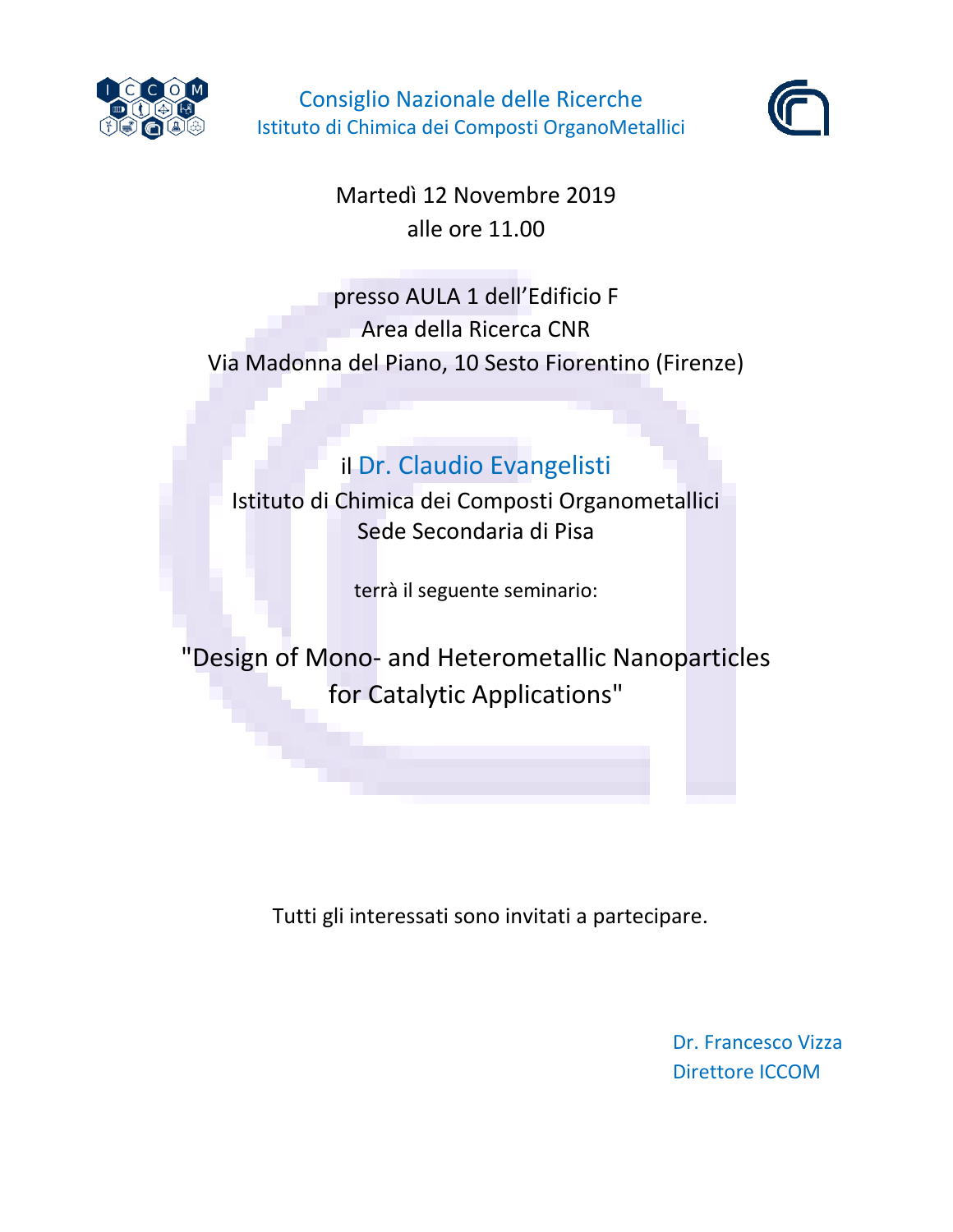Consiglio Nazionale delle Ricerche

Istituto di Chimica dei Composti OrganoMetallici

Martedì 12 Novembre 2019

alle ore 11.00

presso AULA 1 dell'Edificio F

Area della Ricerca CNR

Via Madonna del Piano, 10 Sesto Fiorentino (Firenze)

il Dr. Claudio Evangelisti

Istituto di Chimica dei Composti Organometallici

Sede Secondaria di Pisa

terrà il seguente seminario:

"Design of Mono- and Heterometallic Nanoparticles for Catalytic Applications"

Tutti gli interessati sono invitati a partecipare.

Dr. Francesco Vizza

Direttore ICCOM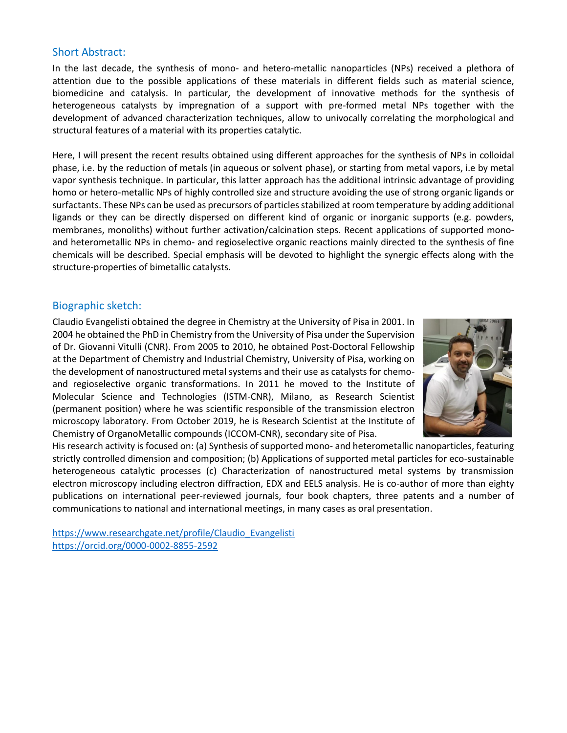## Short Abstract:

In the last decade, the synthesis of mono- and hetero-metallic nanoparticles (NPs) received a plethora of attention due to the possible applications of these materials in different fields such as material science, biomedicine and catalysis. In particular, the development of innovative methods for the synthesis of heterogeneous catalysts by impregnation of a support with pre-formed metal NPs together with the development of advanced characterization techniques, allow to univocally correlating the morphological and structural features of a material with its properties catalytic.

Here, I will present the recent results obtained using different approaches for the synthesis of NPs in colloidal phase, i.e. by the reduction of metals (in aqueous or solvent phase), or starting from metal vapors, i.e by metal vapor synthesis technique. In particular, this latter approach has the additional intrinsic advantage of providing homo or hetero-metallic NPs of highly controlled size and structure avoiding the use of strong organic ligands or surfactants. These NPs can be used as precursors of particles stabilized at room temperature by adding additional ligands or they can be directly dispersed on different kind of organic or inorganic supports (e.g. powders, membranes, monoliths) without further activation/calcination steps. Recent applications of supported mono- and heterometallic NPs in chemo- and regioselective organic reactions mainly directed to the synthesis of fine chemicals will be described. Special emphasis will be devoted to highlight the synergic effects along with the structure-properties of bimetallic catalysts.

## Biographic sketch:

Claudio Evangelisti obtained the degree in Chemistry at the University of Pisa in 2001. In 2004 he obtained the PhD in Chemistry from the University of Pisa under the Supervision of Dr. Giovanni Vitulli (CNR). From 2005 to 2010, he obtained Post-Doctoral Fellowship at the Department of Chemistry and Industrial Chemistry, University of Pisa, working on the development of nanostructured metal systems and their use as catalysts for chemo- and regioselective organic transformations. In 2011 he moved to the Institute of Molecular Science and Technologies (ISTM-CNR), Milano, as Research Scientist (permanent position) where he was scientific responsible of the transmission electron microscopy laboratory. From October 2019, he is Research Scientist at the Institute of Chemistry of OrganoMetallic compounds (ICCOM-CNR), secondary site of Pisa.

His research activity is focused on: (a) Synthesis of supported mono- and heterometallic nanoparticles, featuring strictly controlled dimension and composition; (b) Applications of supported metal particles for eco-sustainable heterogeneous catalytic processes (c) Characterization of nanostructured metal systems by transmission electron microscopy including electron diffraction, EDX and EELS analysis. He is co-author of more than eighty publications on international peer-reviewed journals, four book chapters, three patents and a number of communications to national and international meetings, in many cases as oral presentation.

https://www.researchgate.net/profile/Claudio_Evangelisti
https://orcid.org/0000-0002-8855-2592